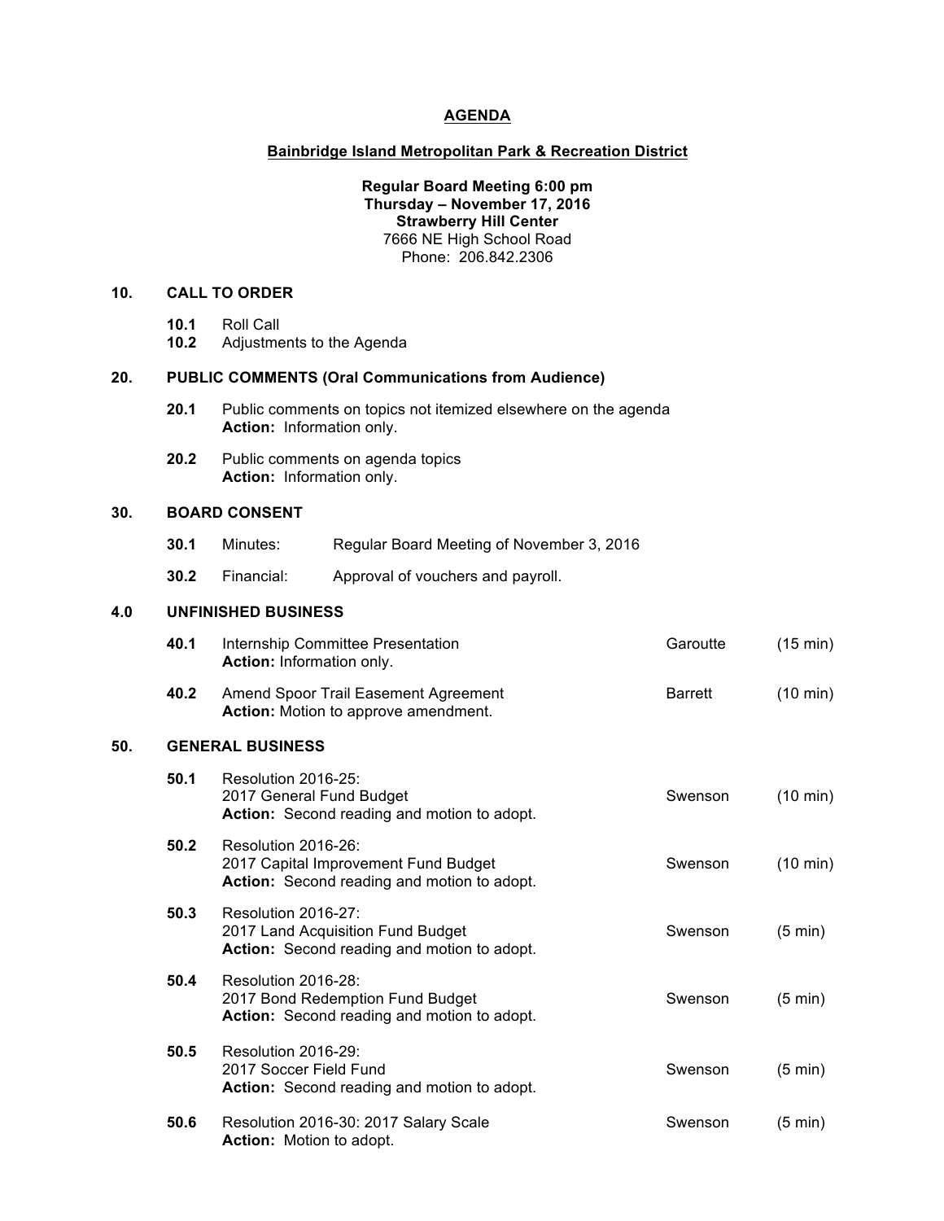# AGENDA

## Bainbridge Island Metropolitan Park & Recreation District

**Regular Board Meeting 6:00 pm**
**Thursday – November 17, 2016**
**Strawberry Hill Center**
7666 NE High School Road
Phone: 206.842.2306

### 10. CALL TO ORDER

- **10.1** Roll Call
- **10.2** Adjustments to the Agenda

### 20. PUBLIC COMMENTS (Oral Communications from Audience)

- **20.1** Public comments on topics not itemized elsewhere on the agenda
  **Action:** Information only.
- **20.2** Public comments on agenda topics
  **Action:** Information only.

### 30. BOARD CONSENT

- **30.1** Minutes: Regular Board Meeting of November 3, 2016
- **30.2** Financial: Approval of vouchers and payroll.

### 4.0 UNFINISHED BUSINESS

| | Item | Presenter | Time |
|---|---|---|---|
| **40.1** | Internship Committee Presentation<br>**Action:** Information only. | Garoutte | (15 min) |
| **40.2** | Amend Spoor Trail Easement Agreement<br>**Action:** Motion to approve amendment. | Barrett | (10 min) |

### 50. GENERAL BUSINESS

| | Item | Presenter | Time |
|---|---|---|---|
| **50.1** | Resolution 2016-25:<br>2017 General Fund Budget<br>**Action:** Second reading and motion to adopt. | Swenson | (10 min) |
| **50.2** | Resolution 2016-26:<br>2017 Capital Improvement Fund Budget<br>**Action:** Second reading and motion to adopt. | Swenson | (10 min) |
| **50.3** | Resolution 2016-27:<br>2017 Land Acquisition Fund Budget<br>**Action:** Second reading and motion to adopt. | Swenson | (5 min) |
| **50.4** | Resolution 2016-28:<br>2017 Bond Redemption Fund Budget<br>**Action:** Second reading and motion to adopt. | Swenson | (5 min) |
| **50.5** | Resolution 2016-29:<br>2017 Soccer Field Fund<br>**Action:** Second reading and motion to adopt. | Swenson | (5 min) |
| **50.6** | Resolution 2016-30: 2017 Salary Scale<br>**Action:** Motion to adopt. | Swenson | (5 min) |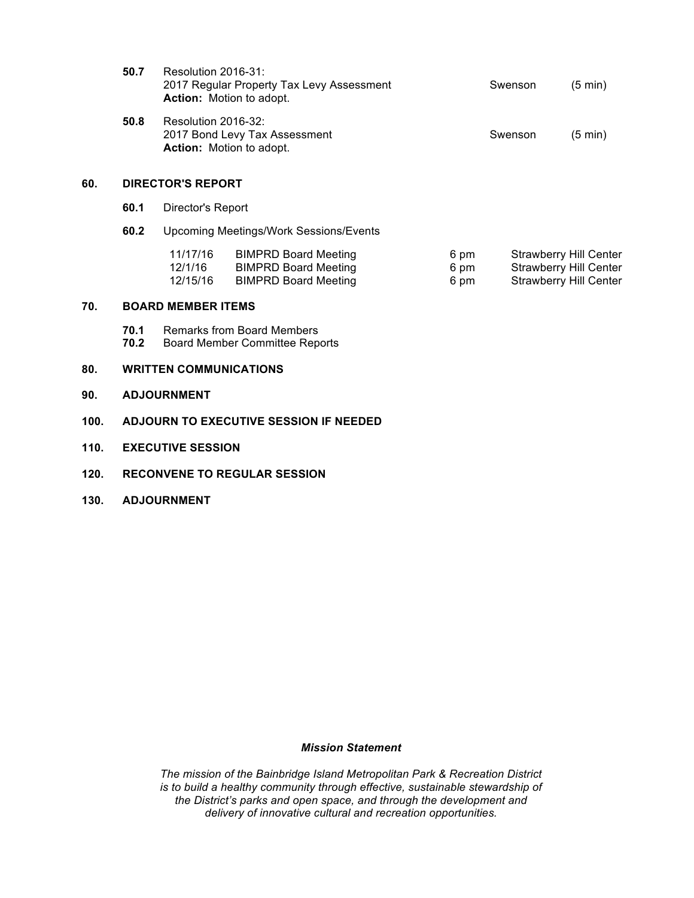**50.7** Resolution 2016-31:
2017 Regular Property Tax Levy Assessment — Swenson (5 min)
**Action:** Motion to adopt.

**50.8** Resolution 2016-32:
2017 Bond Levy Tax Assessment — Swenson (5 min)
**Action:** Motion to adopt.

## 60. DIRECTOR'S REPORT

**60.1** Director's Report

**60.2** Upcoming Meetings/Work Sessions/Events

| | | | |
|---|---|---|---|
| 11/17/16 | BIMPRD Board Meeting | 6 pm | Strawberry Hill Center |
| 12/1/16 | BIMPRD Board Meeting | 6 pm | Strawberry Hill Center |
| 12/15/16 | BIMPRD Board Meeting | 6 pm | Strawberry Hill Center |

## 70. BOARD MEMBER ITEMS

**70.1** Remarks from Board Members
**70.2** Board Member Committee Reports

## 80. WRITTEN COMMUNICATIONS

## 90. ADJOURNMENT

## 100. ADJOURN TO EXECUTIVE SESSION IF NEEDED

## 110. EXECUTIVE SESSION

## 120. RECONVENE TO REGULAR SESSION

## 130. ADJOURNMENT

***Mission Statement***

*The mission of the Bainbridge Island Metropolitan Park & Recreation District is to build a healthy community through effective, sustainable stewardship of the District's parks and open space, and through the development and delivery of innovative cultural and recreation opportunities.*